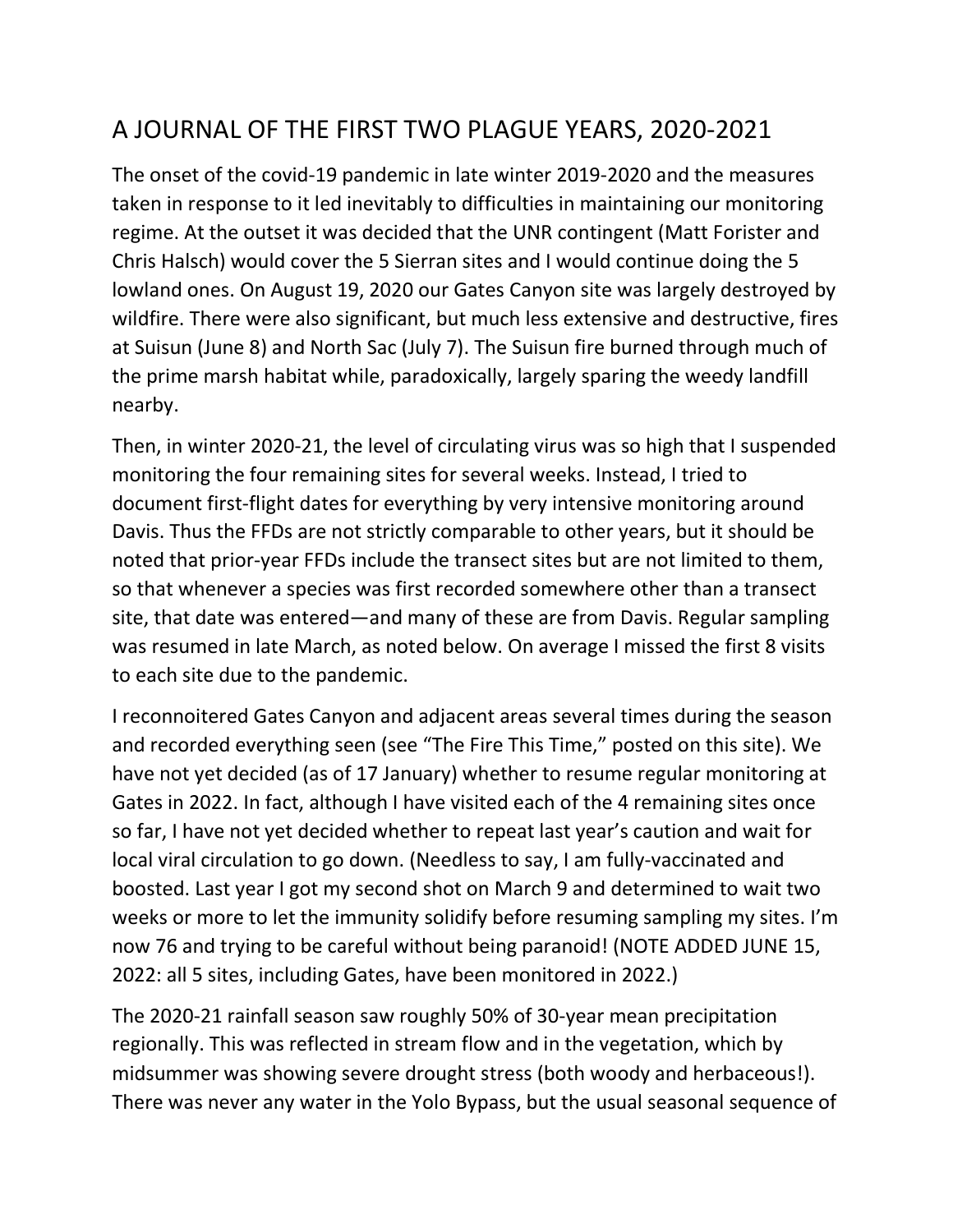# A JOURNAL OF THE FIRST TWO PLAGUE YEARS, 2020-2021

The onset of the covid-19 pandemic in late winter 2019-2020 and the measures taken in response to it led inevitably to difficulties in maintaining our monitoring regime. At the outset it was decided that the UNR contingent (Matt Forister and Chris Halsch) would cover the 5 Sierran sites and I would continue doing the 5 lowland ones. On August 19, 2020 our Gates Canyon site was largely destroyed by wildfire. There were also significant, but much less extensive and destructive, fires at Suisun (June 8) and North Sac (July 7). The Suisun fire burned through much of the prime marsh habitat while, paradoxically, largely sparing the weedy landfill nearby.

Then, in winter 2020-21, the level of circulating virus was so high that I suspended monitoring the four remaining sites for several weeks. Instead, I tried to document first-flight dates for everything by very intensive monitoring around Davis. Thus the FFDs are not strictly comparable to other years, but it should be noted that prior-year FFDs include the transect sites but are not limited to them, so that whenever a species was first recorded somewhere other than a transect site, that date was entered—and many of these are from Davis. Regular sampling was resumed in late March, as noted below. On average I missed the first 8 visits to each site due to the pandemic.

I reconnoitered Gates Canyon and adjacent areas several times during the season and recorded everything seen (see "The Fire This Time," posted on this site). We have not yet decided (as of 17 January) whether to resume regular monitoring at Gates in 2022. In fact, although I have visited each of the 4 remaining sites once so far, I have not yet decided whether to repeat last year's caution and wait for local viral circulation to go down. (Needless to say, I am fully-vaccinated and boosted. Last year I got my second shot on March 9 and determined to wait two weeks or more to let the immunity solidify before resuming sampling my sites. I'm now 76 and trying to be careful without being paranoid! (NOTE ADDED JUNE 15, 2022: all 5 sites, including Gates, have been monitored in 2022.)

The 2020-21 rainfall season saw roughly 50% of 30-year mean precipitation regionally. This was reflected in stream flow and in the vegetation, which by midsummer was showing severe drought stress (both woody and herbaceous!). There was never any water in the Yolo Bypass, but the usual seasonal sequence of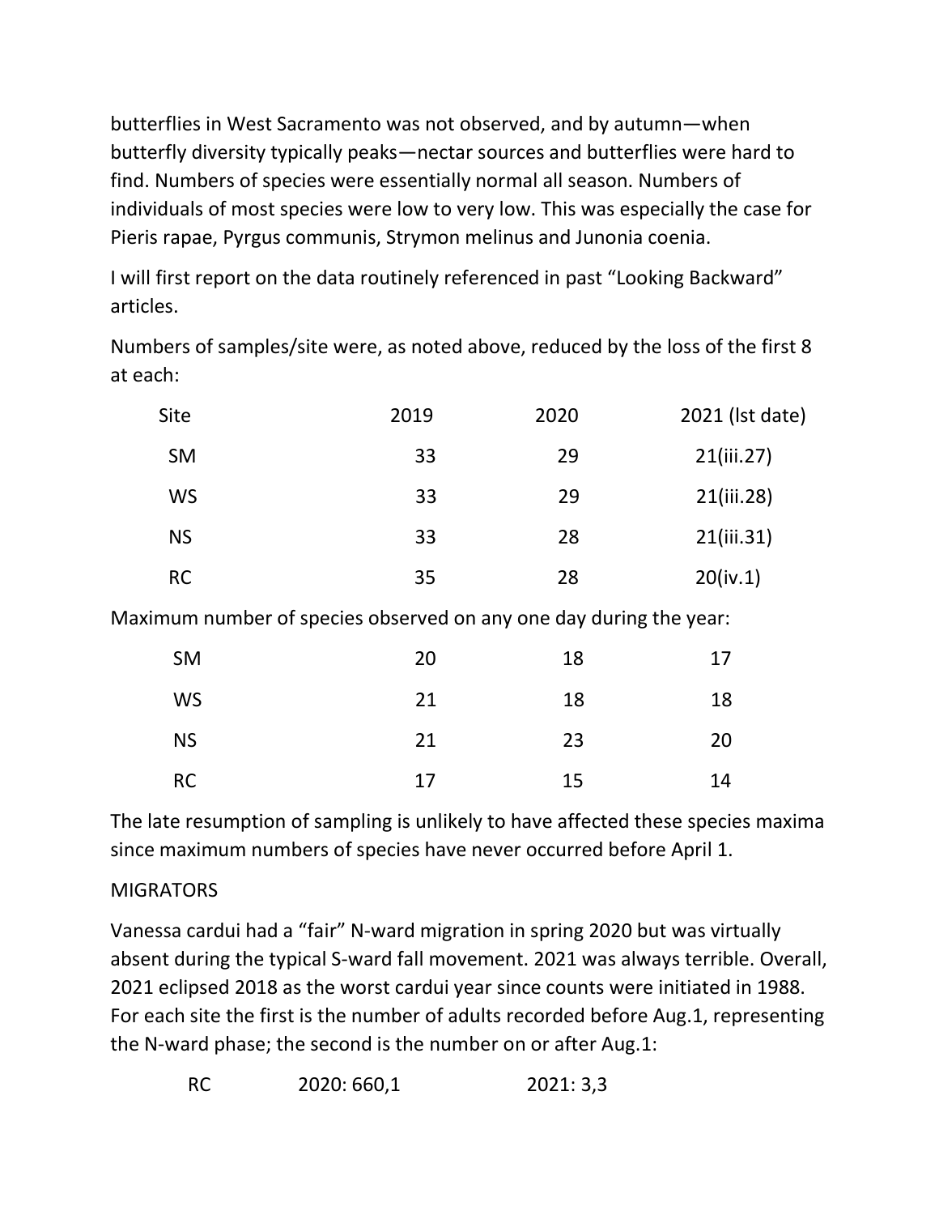butterflies in West Sacramento was not observed, and by autumn—when butterfly diversity typically peaks—nectar sources and butterflies were hard to find. Numbers of species were essentially normal all season. Numbers of individuals of most species were low to very low. This was especially the case for Pieris rapae, Pyrgus communis, Strymon melinus and Junonia coenia.

I will first report on the data routinely referenced in past "Looking Backward" articles.

Numbers of samples/site were, as noted above, reduced by the loss of the first 8 at each:

| Site | 2019 | 2020 | 2021 (lst date) |
|---|---|---|---|
| SM | 33 | 29 | 21(iii.27) |
| WS | 33 | 29 | 21(iii.28) |
| NS | 33 | 28 | 21(iii.31) |
| RC | 35 | 28 | 20(iv.1) |

Maximum number of species observed on any one day during the year:

| Site | 2019 | 2020 | 2021 |
|---|---|---|---|
| SM | 20 | 18 | 17 |
| WS | 21 | 18 | 18 |
| NS | 21 | 23 | 20 |
| RC | 17 | 15 | 14 |

The late resumption of sampling is unlikely to have affected these species maxima since maximum numbers of species have never occurred before April 1.

MIGRATORS

Vanessa cardui had a "fair" N-ward migration in spring 2020 but was virtually absent during the typical S-ward fall movement. 2021 was always terrible. Overall, 2021 eclipsed 2018 as the worst cardui year since counts were initiated in 1988. For each site the first is the number of adults recorded before Aug.1, representing the N-ward phase; the second is the number on or after Aug.1:

RC 2020: 660,1 2021: 3,3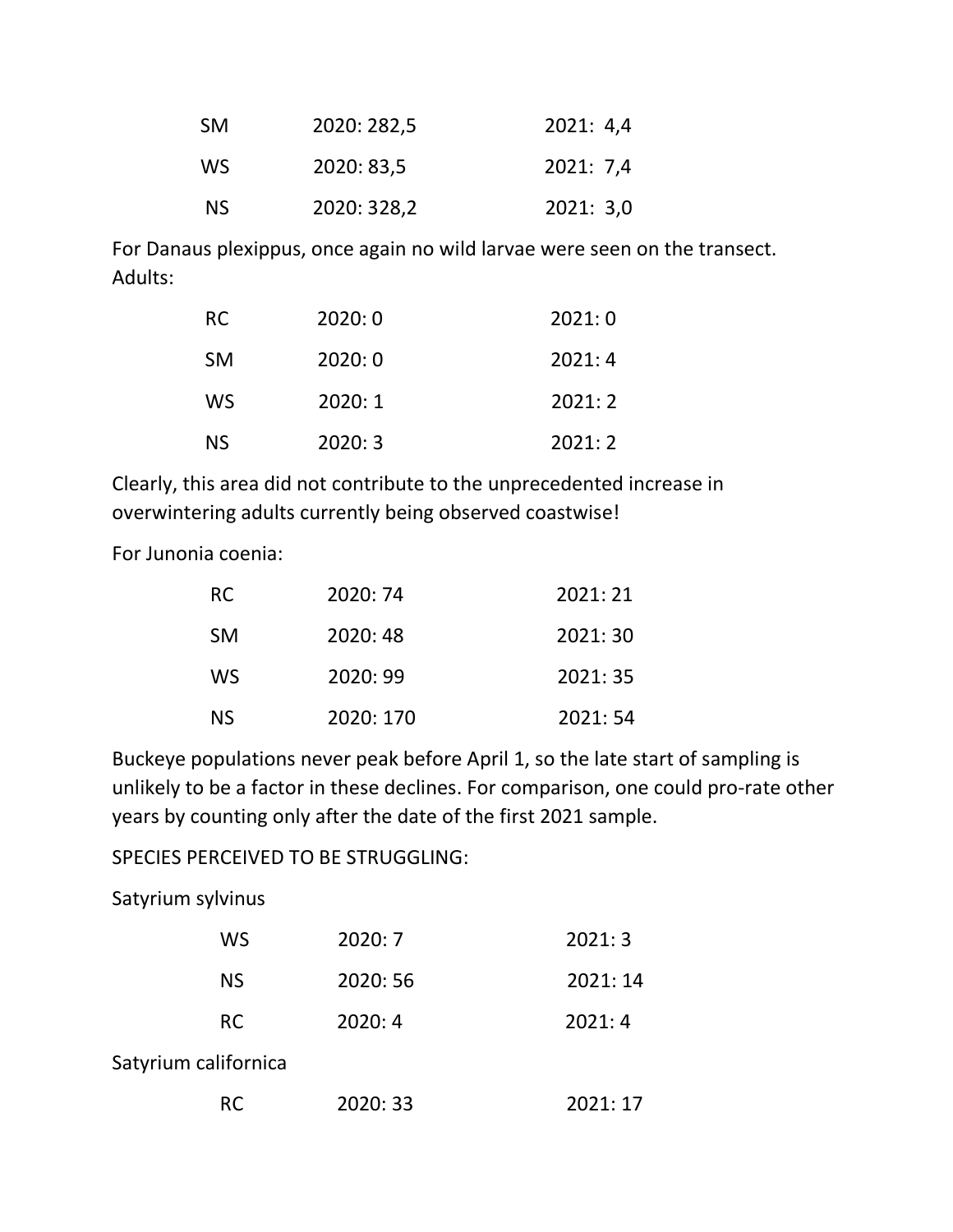| | | |
|---|---|---|
| SM | 2020: 282,5 | 2021: 4,4 |
| WS | 2020: 83,5 | 2021: 7,4 |
| NS | 2020: 328,2 | 2021: 3,0 |

For Danaus plexippus, once again no wild larvae were seen on the transect. Adults:

| | | |
|---|---|---|
| RC | 2020: 0 | 2021: 0 |
| SM | 2020: 0 | 2021: 4 |
| WS | 2020: 1 | 2021: 2 |
| NS | 2020: 3 | 2021: 2 |

Clearly, this area did not contribute to the unprecedented increase in overwintering adults currently being observed coastwise!

For Junonia coenia:

| | | |
|---|---|---|
| RC | 2020: 74 | 2021: 21 |
| SM | 2020: 48 | 2021: 30 |
| WS | 2020: 99 | 2021: 35 |
| NS | 2020: 170 | 2021: 54 |

Buckeye populations never peak before April 1, so the late start of sampling is unlikely to be a factor in these declines. For comparison, one could pro-rate other years by counting only after the date of the first 2021 sample.

SPECIES PERCEIVED TO BE STRUGGLING:

Satyrium sylvinus

| | | |
|---|---|---|
| WS | 2020: 7 | 2021: 3 |
| NS | 2020: 56 | 2021: 14 |
| RC | 2020: 4 | 2021: 4 |

Satyrium californica

| | | |
|---|---|---|
| RC | 2020: 33 | 2021: 17 |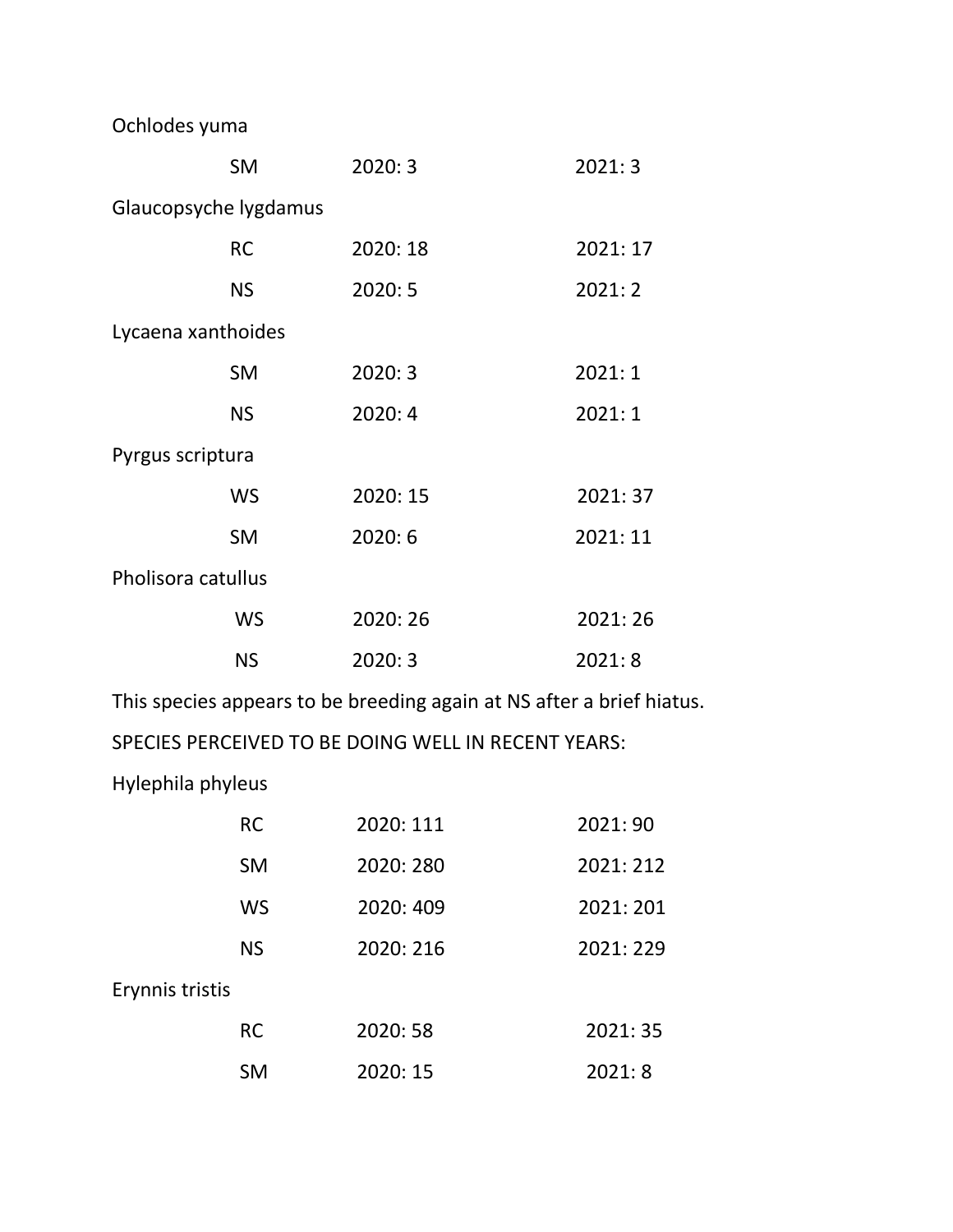Ochlodes yuma

| | | |
|---|---|---|
| SM | 2020: 3 | 2021: 3 |

Glaucopsyche lygdamus

| | | |
|---|---|---|
| RC | 2020: 18 | 2021: 17 |
| NS | 2020: 5 | 2021: 2 |

Lycaena xanthoides

| | | |
|---|---|---|
| SM | 2020: 3 | 2021: 1 |
| NS | 2020: 4 | 2021: 1 |

Pyrgus scriptura

| | | |
|---|---|---|
| WS | 2020: 15 | 2021: 37 |
| SM | 2020: 6 | 2021: 11 |

Pholisora catullus

| | | |
|---|---|---|
| WS | 2020: 26 | 2021: 26 |
| NS | 2020: 3 | 2021: 8 |

This species appears to be breeding again at NS after a brief hiatus.

SPECIES PERCEIVED TO BE DOING WELL IN RECENT YEARS:

Hylephila phyleus

| | | |
|---|---|---|
| RC | 2020: 111 | 2021: 90 |
| SM | 2020: 280 | 2021: 212 |
| WS | 2020: 409 | 2021: 201 |
| NS | 2020: 216 | 2021: 229 |

Erynnis tristis

| | | |
|---|---|---|
| RC | 2020: 58 | 2021: 35 |
| SM | 2020: 15 | 2021: 8 |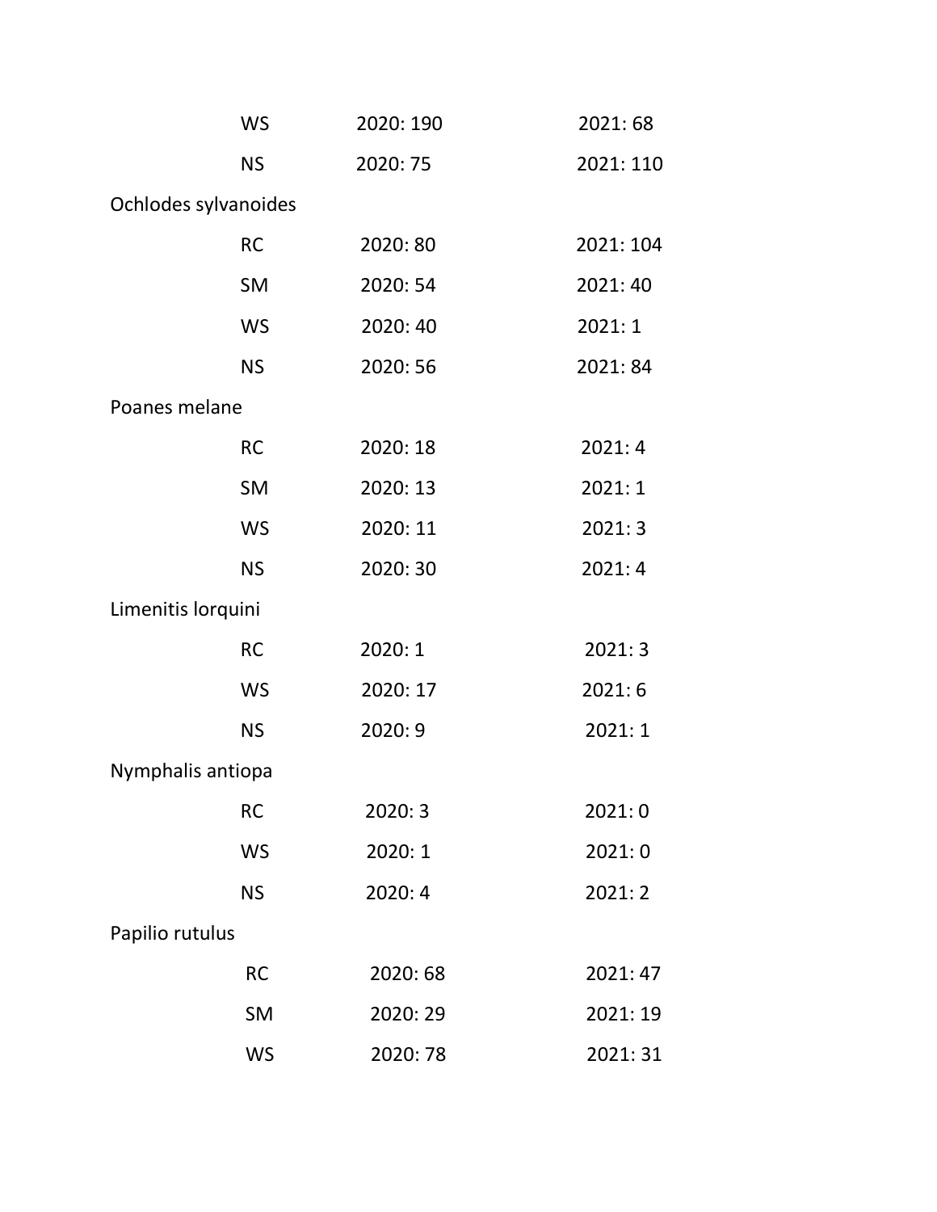WS 2020: 190 2021: 68

NS 2020: 75 2021: 110

Ochlodes sylvanoides

RC 2020: 80 2021: 104

SM 2020: 54 2021: 40

WS 2020: 40 2021: 1

NS 2020: 56 2021: 84

Poanes melane

RC 2020: 18 2021: 4

SM 2020: 13 2021: 1

WS 2020: 11 2021: 3

NS 2020: 30 2021: 4

Limenitis lorquini

RC 2020: 1 2021: 3

WS 2020: 17 2021: 6

NS 2020: 9 2021: 1

Nymphalis antiopa

RC 2020: 3 2021: 0

WS 2020: 1 2021: 0

NS 2020: 4 2021: 2

Papilio rutulus

RC 2020: 68 2021: 47

SM 2020: 29 2021: 19

WS 2020: 78 2021: 31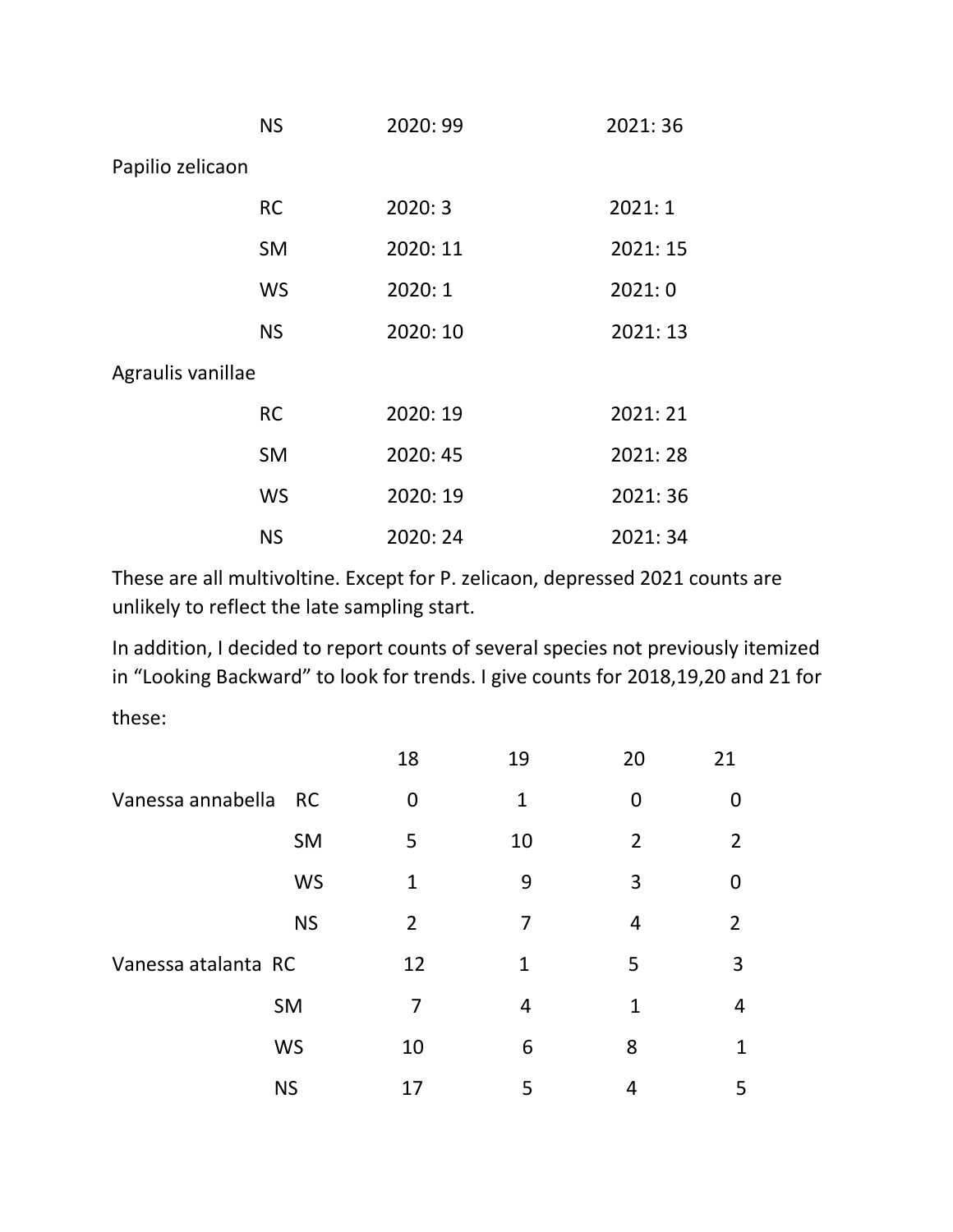| | | |
|---|---|---|
| NS | 2020: 99 | 2021: 36 |

Papilio zelicaon

| | | |
|---|---|---|
| RC | 2020: 3 | 2021: 1 |
| SM | 2020: 11 | 2021: 15 |
| WS | 2020: 1 | 2021: 0 |
| NS | 2020: 10 | 2021: 13 |

Agraulis vanillae

| | | |
|---|---|---|
| RC | 2020: 19 | 2021: 21 |
| SM | 2020: 45 | 2021: 28 |
| WS | 2020: 19 | 2021: 36 |
| NS | 2020: 24 | 2021: 34 |

These are all multivoltine. Except for P. zelicaon, depressed 2021 counts are unlikely to reflect the late sampling start.

In addition, I decided to report counts of several species not previously itemized in "Looking Backward" to look for trends. I give counts for 2018,19,20 and 21 for these:

| | | 18 | 19 | 20 | 21 |
|---|---|---|---|---|---|
| Vanessa annabella | RC | 0 | 1 | 0 | 0 |
| | SM | 5 | 10 | 2 | 2 |
| | WS | 1 | 9 | 3 | 0 |
| | NS | 2 | 7 | 4 | 2 |
| Vanessa atalanta | RC | 12 | 1 | 5 | 3 |
| | SM | 7 | 4 | 1 | 4 |
| | WS | 10 | 6 | 8 | 1 |
| | NS | 17 | 5 | 4 | 5 |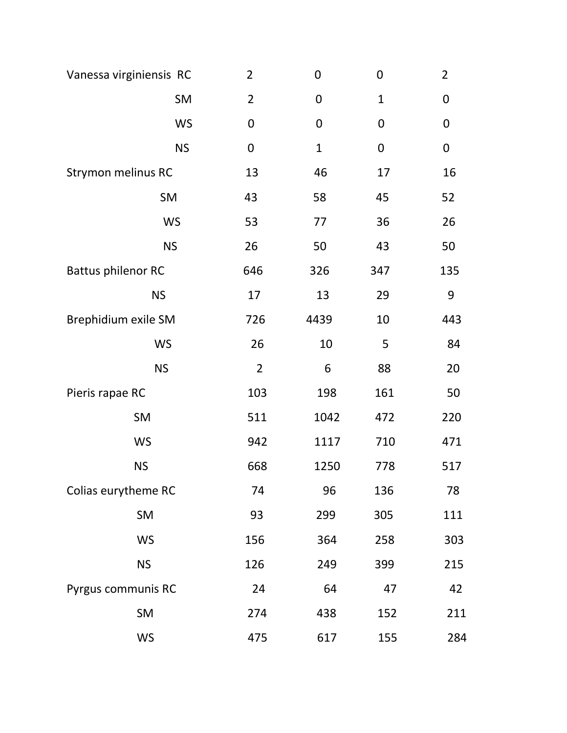| Species | Site | | | | |
|---|---|---|---|---|---|
| Vanessa virginiensis | RC | 2 | 0 | 0 | 2 |
| | SM | 2 | 0 | 1 | 0 |
| | WS | 0 | 0 | 0 | 0 |
| | NS | 0 | 1 | 0 | 0 |
| Strymon melinus | RC | 13 | 46 | 17 | 16 |
| | SM | 43 | 58 | 45 | 52 |
| | WS | 53 | 77 | 36 | 26 |
| | NS | 26 | 50 | 43 | 50 |
| Battus philenor | RC | 646 | 326 | 347 | 135 |
| | NS | 17 | 13 | 29 | 9 |
| Brephidium exile | SM | 726 | 4439 | 10 | 443 |
| | WS | 26 | 10 | 5 | 84 |
| | NS | 2 | 6 | 88 | 20 |
| Pieris rapae | RC | 103 | 198 | 161 | 50 |
| | SM | 511 | 1042 | 472 | 220 |
| | WS | 942 | 1117 | 710 | 471 |
| | NS | 668 | 1250 | 778 | 517 |
| Colias eurytheme | RC | 74 | 96 | 136 | 78 |
| | SM | 93 | 299 | 305 | 111 |
| | WS | 156 | 364 | 258 | 303 |
| | NS | 126 | 249 | 399 | 215 |
| Pyrgus communis | RC | 24 | 64 | 47 | 42 |
| | SM | 274 | 438 | 152 | 211 |
| | WS | 475 | 617 | 155 | 284 |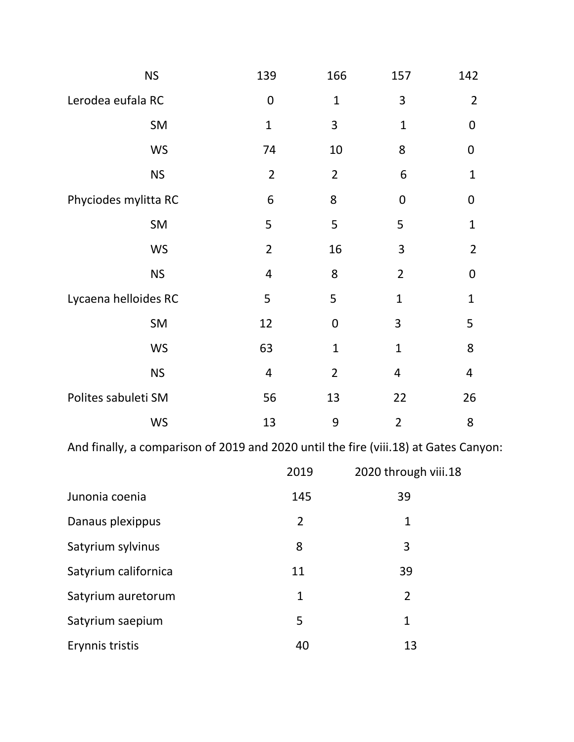| | | | | |
|---|---|---|---|---|
| NS | 139 | 166 | 157 | 142 |
| Lerodea eufala RC | 0 | 1 | 3 | 2 |
| SM | 1 | 3 | 1 | 0 |
| WS | 74 | 10 | 8 | 0 |
| NS | 2 | 2 | 6 | 1 |
| Phyciodes mylitta RC | 6 | 8 | 0 | 0 |
| SM | 5 | 5 | 5 | 1 |
| WS | 2 | 16 | 3 | 2 |
| NS | 4 | 8 | 2 | 0 |
| Lycaena helloides RC | 5 | 5 | 1 | 1 |
| SM | 12 | 0 | 3 | 5 |
| WS | 63 | 1 | 1 | 8 |
| NS | 4 | 2 | 4 | 4 |
| Polites sabuleti SM | 56 | 13 | 22 | 26 |
| WS | 13 | 9 | 2 | 8 |

And finally, a comparison of 2019 and 2020 until the fire (viii.18) at Gates Canyon:

| | 2019 | 2020 through viii.18 |
|---|---|---|
| Junonia coenia | 145 | 39 |
| Danaus plexippus | 2 | 1 |
| Satyrium sylvinus | 8 | 3 |
| Satyrium californica | 11 | 39 |
| Satyrium auretorum | 1 | 2 |
| Satyrium saepium | 5 | 1 |
| Erynnis tristis | 40 | 13 |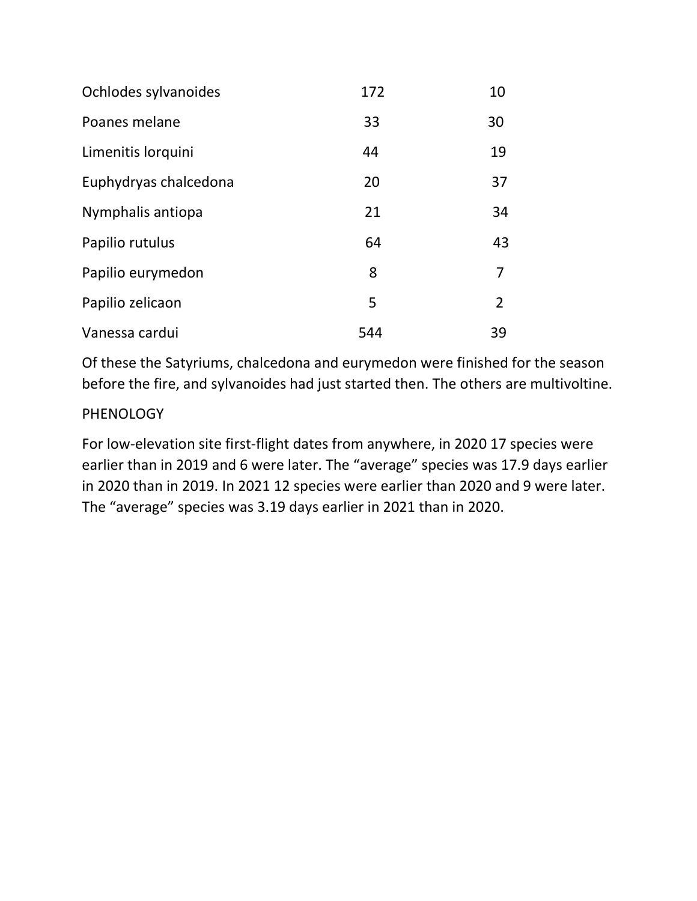| | | |
|---|---|---|
| Ochlodes sylvanoides | 172 | 10 |
| Poanes melane | 33 | 30 |
| Limenitis lorquini | 44 | 19 |
| Euphydryas chalcedona | 20 | 37 |
| Nymphalis antiopa | 21 | 34 |
| Papilio rutulus | 64 | 43 |
| Papilio eurymedon | 8 | 7 |
| Papilio zelicaon | 5 | 2 |
| Vanessa cardui | 544 | 39 |

Of these the Satyriums, chalcedona and eurymedon were finished for the season before the fire, and sylvanoides had just started then. The others are multivoltine.

PHENOLOGY

For low-elevation site first-flight dates from anywhere, in 2020 17 species were earlier than in 2019 and 6 were later. The "average" species was 17.9 days earlier in 2020 than in 2019. In 2021 12 species were earlier than 2020 and 9 were later. The "average" species was 3.19 days earlier in 2021 than in 2020.